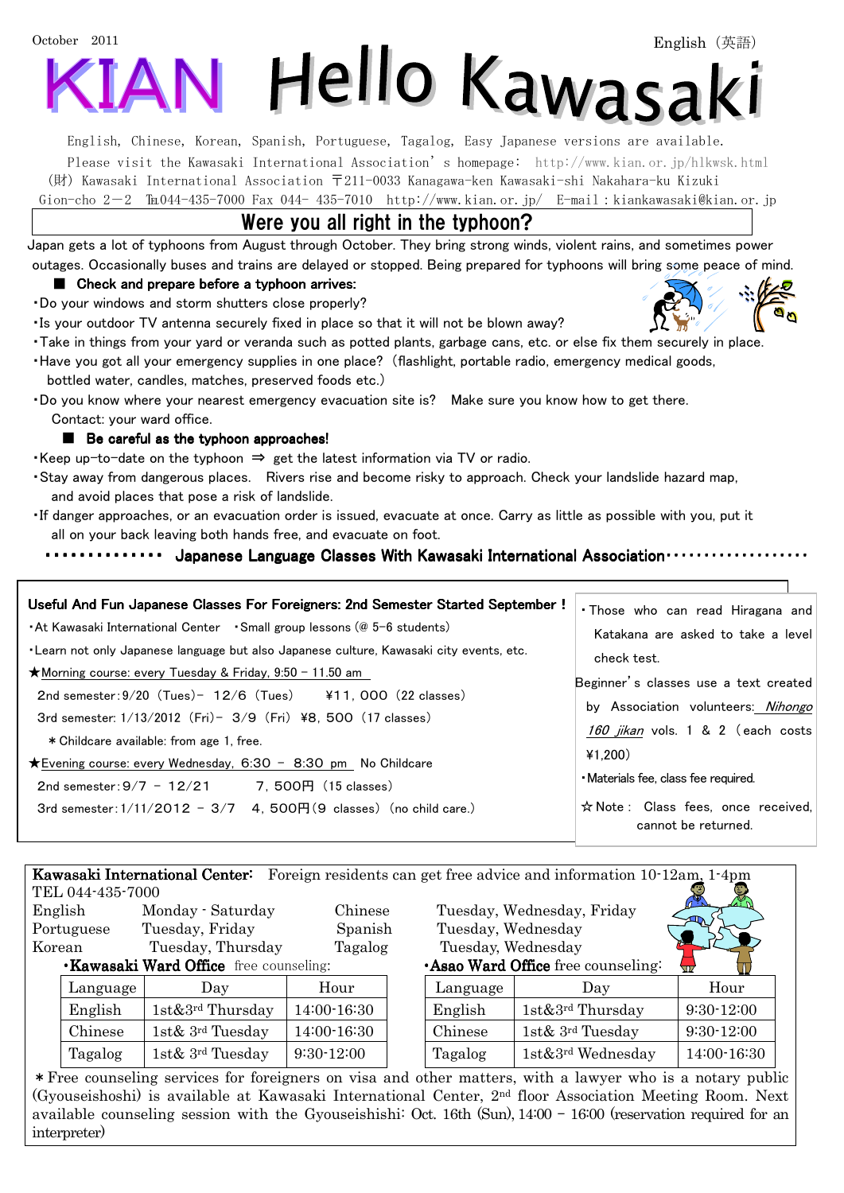October 2011

English（英語）

# KIAN Hello Kawasaki

English, Chinese, Korean, Spanish, Portuguese, Tagalog, Easy Japanese versions are available.

Please visit the Kawasaki International Association's homepage: http://www.kian.or.jp/hlkwsk.html

(財) Kawasaki International Association 〒211-0033 Kanagawa-ken Kawasaki-shi Nakahara-ku Kizuki Gion-cho 2－2 ℡044-435-7000 Fax 044- 435-7010 http://www.kian.or.jp/ E-mail：kiankawasaki@kian.or.jp

## Were you all right in the typhoon?

Japan gets a lot of typhoons from August through October. They bring strong winds, violent rains, and sometimes power outages. Occasionally buses and trains are delayed or stopped. Being prepared for typhoons will bring some peace of mind.

### ■ Check and prepare before a typhoon arrives:

- Do your windows and storm shutters close properly?
- Is your outdoor TV antenna securely fixed in place so that it will not be blown away?
- Take in things from your yard or veranda such as potted plants, garbage cans, etc. or else fix them securely in place.
- Have you got all your emergency supplies in one place?（flashlight, portable radio, emergency medical goods, bottled water, candles, matches, preserved foods etc.）
- Do you know where your nearest emergency evacuation site is? Make sure you know how to get there.
  Contact: your ward office.

### ■ Be careful as the typhoon approaches!

- Keep up-to-date on the typhoon ⇒ get the latest information via TV or radio.
- Stay away from dangerous places. Rivers rise and become risky to approach. Check your landslide hazard map, and avoid places that pose a risk of landslide.
- If danger approaches, or an evacuation order is issued, evacuate at once. Carry as little as possible with you, put it all on your back leaving both hands free, and evacuate on foot.

## Japanese Language Classes With Kawasaki International Association

**Useful And Fun Japanese Classes For Foreigners: 2nd Semester Started September !**

- At Kawasaki International Center
- Small group lessons (@ 5-6 students)
- Learn not only Japanese language but also Japanese culture, Kawasaki city events, etc.

★Morning course: every Tuesday & Friday, 9:50 – 11.50 am

2nd semester：9/20（Tues）– 12/6（Tues） ¥11，000（22 classes）

3rd semester: 1/13/2012（Fri）– 3/9（Fri）¥8，500（17 classes）

＊Childcare available: from age 1, free.

★Evening course: every Wednesday, 6:30 – 8:30 pm No Childcare

2nd semester：9/7 – 12/21 7，500円（15 classes）

3rd semester：1/11/2012 – 3/7 4，500円（9 classes）（no child care.）

- Those who can read Hiragana and Katakana are asked to take a level check test.

Beginner's classes use a text created by Association volunteers: *Nihongo 160 jikan* vols. 1 & 2（each costs ¥1,200）

- Materials fee, class fee required.

☆Note： Class fees, once received, cannot be returned.

**Kawasaki International Center:** Foreign residents can get free advice and information 10-12am, 1-4pm
TEL 044-435-7000

| Language | Day | Language | Day |
|---|---|---|---|
| English | Monday - Saturday | Chinese | Tuesday, Wednesday, Friday |
| Portuguese | Tuesday, Friday | Spanish | Tuesday, Wednesday |
| Korean | Tuesday, Thursday | Tagalog | Tuesday, Wednesday |

**・Kawasaki Ward Office** free counseling:

| Language | Day | Hour |
|---|---|---|
| English | 1st&3rd Thursday | 14:00-16:30 |
| Chinese | 1st& 3rd Tuesday | 14:00-16:30 |
| Tagalog | 1st& 3rd Tuesday | 9:30-12:00 |

**・Asao Ward Office** free counseling:

| Language | Day | Hour |
|---|---|---|
| English | 1st&3rd Thursday | 9:30-12:00 |
| Chinese | 1st& 3rd Tuesday | 9:30-12:00 |
| Tagalog | 1st&3rd Wednesday | 14:00-16:30 |

＊Free counseling services for foreigners on visa and other matters, with a lawyer who is a notary public (Gyouseishoshi) is available at Kawasaki International Center, 2nd floor Association Meeting Room. Next available counseling session with the Gyouseishishi: Oct. 16th (Sun), 14:00 – 16:00 (reservation required for an interpreter)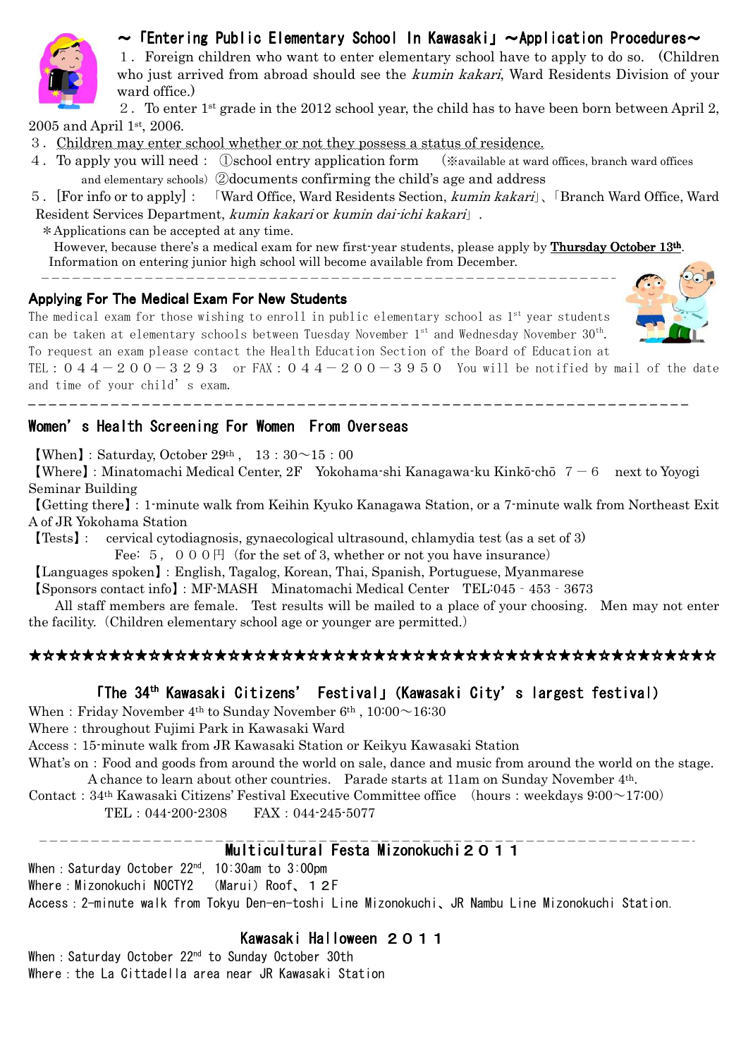## ～「Entering Public Elementary School In Kawasaki」～Application Procedures～

１．Foreign children who want to enter elementary school have to apply to do so. (Children who just arrived from abroad should see the *kumin kakari*, Ward Residents Division of your ward office.)

２．To enter 1st grade in the 2012 school year, the child has to have been born between April 2, 2005 and April 1st, 2006.

３．Children may enter school whether or not they possess a status of residence.

４．To apply you will need：①school entry application form (※available at ward offices, branch ward offices and elementary schools) ②documents confirming the child's age and address

５．[For info or to apply]：「Ward Office, Ward Residents Section, *kumin kakari*」、「Branch Ward Office, Ward Resident Services Department, *kumin kakari* or *kumin dai-ichi kakari*」.

＊Applications can be accepted at any time.

However, because there's a medical exam for new first-year students, please apply by **Thursday October 13th**.
Information on entering junior high school will become available from December.

---

## Applying For The Medical Exam For New Students

The medical exam for those wishing to enroll in public elementary school as 1st year students can be taken at elementary schools between Tuesday November 1st and Wednesday November 30th. To request an exam please contact the Health Education Section of the Board of Education at TEL：０４４－２００－３２９３ or FAX：０４４－２００－３９５０ You will be notified by mail of the date and time of your child's exam.

---

## Women's Health Screening For Women From Overseas

【When】: Saturday, October 29th, 13：30～15：00

【Where】: Minatomachi Medical Center, 2F Yokohama-shi Kanagawa-ku Kinkō-chō ７－６ next to Yoyogi Seminar Building

【Getting there】: 1-minute walk from Keihin Kyuko Kanagawa Station, or a 7-minute walk from Northeast Exit A of JR Yokohama Station

【Tests】: cervical cytodiagnosis, gynaecological ultrasound, chlamydia test (as a set of 3)
Fee: ５，０００円 (for the set of 3, whether or not you have insurance)

【Languages spoken】: English, Tagalog, Korean, Thai, Spanish, Portuguese, Myanmarese

【Sponsors contact info】: MF-MASH Minatomachi Medical Center TEL:045‐453‐3673

All staff members are female. Test results will be mailed to a place of your choosing. Men may not enter the facility. (Children elementary school age or younger are permitted.)

★★★★★★★★★★★★★★★★★★★★★★★★★★★★★★★★★★★★★★★★★★★★★★★★★★★★★★★★★

## 「The 34th Kawasaki Citizens' Festival」(Kawasaki City's largest festival)

When：Friday November 4th to Sunday November 6th, 10:00～16:30
Where：throughout Fujimi Park in Kawasaki Ward
Access：15-minute walk from JR Kawasaki Station or Keikyu Kawasaki Station
What's on：Food and goods from around the world on sale, dance and music from around the world on the stage. A chance to learn about other countries. Parade starts at 11am on Sunday November 4th.
Contact：34th Kawasaki Citizens' Festival Executive Committee office (hours：weekdays 9:00～17:00)
TEL：044-200-2308 FAX：044-245-5077

---

## Multicultural Festa Mizonokuchi２０１１

When：Saturday October 22nd, 10:30am to 3:00pm
Where：Mizonokuchi NOCTY2 (Marui) Roof、１２F
Access：2-minute walk from Tokyu Den-en-toshi Line Mizonokuchi、JR Nambu Line Mizonokuchi Station.

## Kawasaki Halloween ２０１１

When：Saturday October 22nd to Sunday October 30th
Where：the La Cittadella area near JR Kawasaki Station